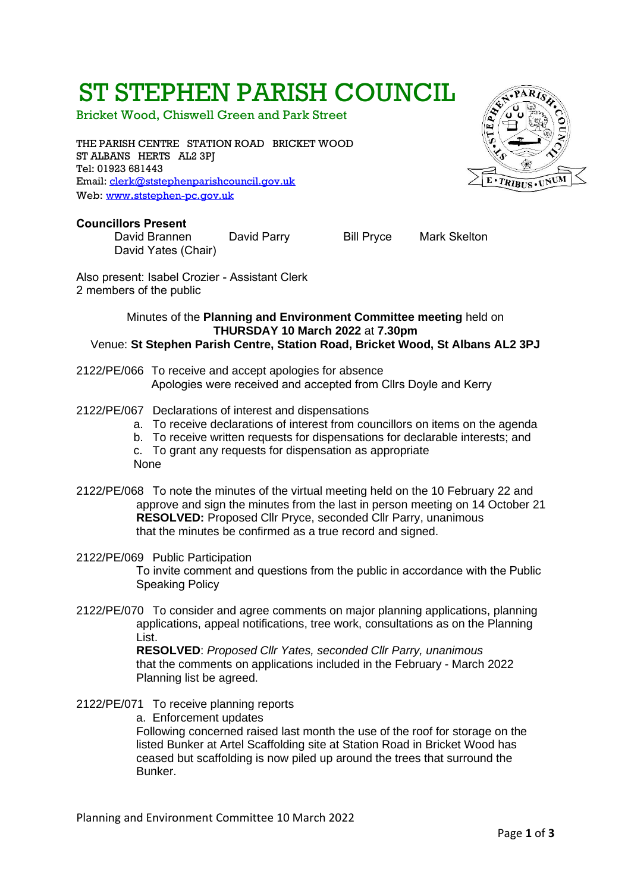# ST STEPHEN PARISH COUNCIL

Bricket Wood, Chiswell Green and Park Street

THE PARISH CENTRE STATION ROAD BRICKET WOOD
ST ALBANS HERTS AL2 3PJ
Tel: 01923 681443
Email: clerk@ststephenparishcouncil.gov.uk
Web: www.ststephen-pc.gov.uk

**Councillors Present**

David Brannen  David Parry  Bill Pryce  Mark Skelton
David Yates (Chair)

Also present: Isabel Crozier - Assistant Clerk
2 members of the public

Minutes of the **Planning and Environment Committee meeting** held on
**THURSDAY 10 March 2022** at **7.30pm**
Venue: **St Stephen Parish Centre, Station Road, Bricket Wood, St Albans AL2 3PJ**

2122/PE/066 To receive and accept apologies for absence
Apologies were received and accepted from Cllrs Doyle and Kerry

2122/PE/067 Declarations of interest and dispensations

a. To receive declarations of interest from councillors on items on the agenda
b. To receive written requests for dispensations for declarable interests; and
c. To grant any requests for dispensation as appropriate

None

2122/PE/068 To note the minutes of the virtual meeting held on the 10 February 22 and approve and sign the minutes from the last in person meeting on 14 October 21
**RESOLVED:** Proposed Cllr Pryce, seconded Cllr Parry, unanimous that the minutes be confirmed as a true record and signed.

2122/PE/069 Public Participation
To invite comment and questions from the public in accordance with the Public Speaking Policy

2122/PE/070 To consider and agree comments on major planning applications, planning applications, appeal notifications, tree work, consultations as on the Planning List.
**RESOLVED**: *Proposed Cllr Yates, seconded Cllr Parry, unanimous* that the comments on applications included in the February - March 2022 Planning list be agreed.

2122/PE/071 To receive planning reports

a. Enforcement updates

Following concerned raised last month the use of the roof for storage on the listed Bunker at Artel Scaffolding site at Station Road in Bricket Wood has ceased but scaffolding is now piled up around the trees that surround the Bunker.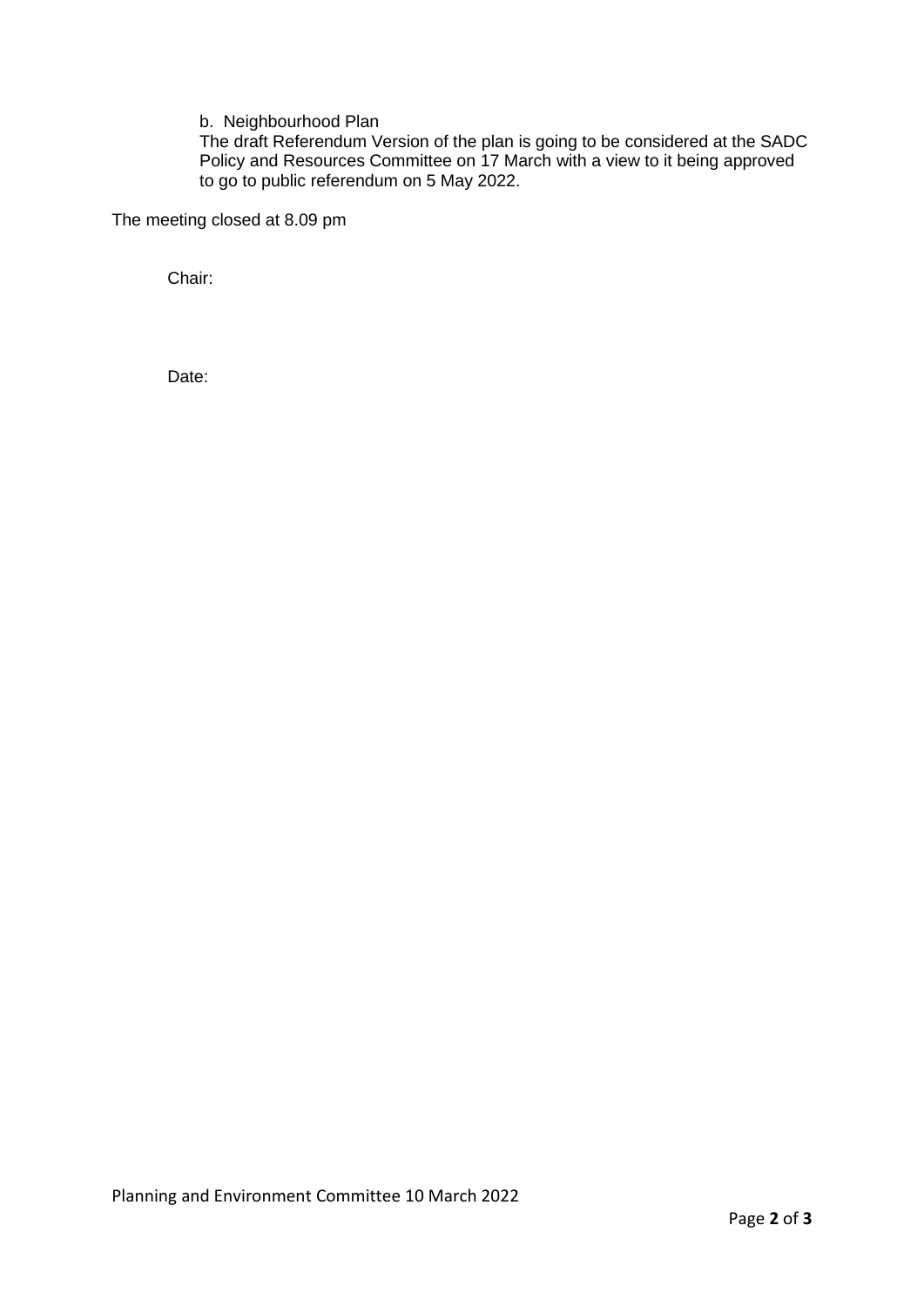b. Neighbourhood Plan

The draft Referendum Version of the plan is going to be considered at the SADC Policy and Resources Committee on 17 March with a view to it being approved to go to public referendum on 5 May 2022.

The meeting closed at 8.09 pm

Chair:

Date: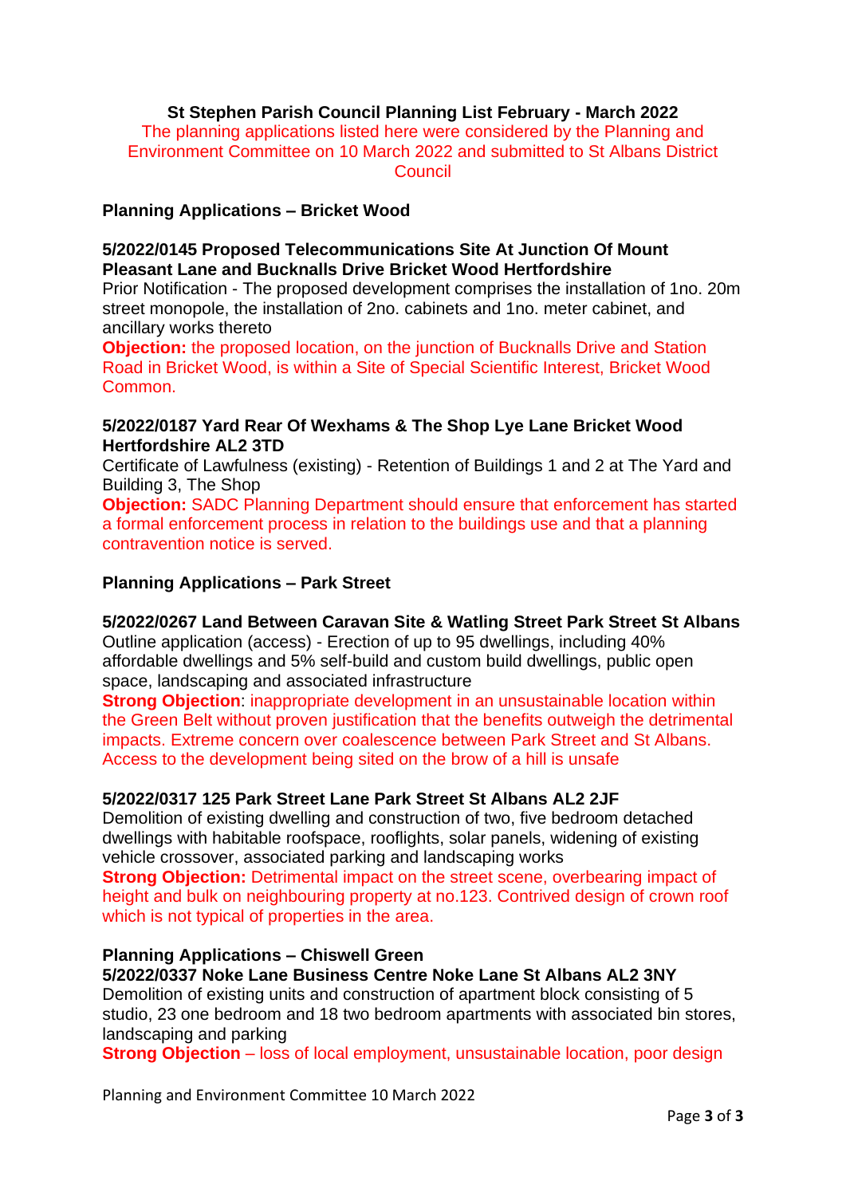# St Stephen Parish Council Planning List February - March 2022

The planning applications listed here were considered by the Planning and Environment Committee on 10 March 2022 and submitted to St Albans District Council

## Planning Applications – Bricket Wood

**5/2022/0145 Proposed Telecommunications Site At Junction Of Mount Pleasant Lane and Bucknalls Drive Bricket Wood Hertfordshire**

Prior Notification - The proposed development comprises the installation of 1no. 20m street monopole, the installation of 2no. cabinets and 1no. meter cabinet, and ancillary works thereto

**Objection:** the proposed location, on the junction of Bucknalls Drive and Station Road in Bricket Wood, is within a Site of Special Scientific Interest, Bricket Wood Common.

**5/2022/0187 Yard Rear Of Wexhams & The Shop Lye Lane Bricket Wood Hertfordshire AL2 3TD**

Certificate of Lawfulness (existing) - Retention of Buildings 1 and 2 at The Yard and Building 3, The Shop

**Objection:** SADC Planning Department should ensure that enforcement has started a formal enforcement process in relation to the buildings use and that a planning contravention notice is served.

## Planning Applications – Park Street

**5/2022/0267 Land Between Caravan Site & Watling Street Park Street St Albans**

Outline application (access) - Erection of up to 95 dwellings, including 40% affordable dwellings and 5% self-build and custom build dwellings, public open space, landscaping and associated infrastructure

**Strong Objection**: inappropriate development in an unsustainable location within the Green Belt without proven justification that the benefits outweigh the detrimental impacts. Extreme concern over coalescence between Park Street and St Albans. Access to the development being sited on the brow of a hill is unsafe

**5/2022/0317 125 Park Street Lane Park Street St Albans AL2 2JF**

Demolition of existing dwelling and construction of two, five bedroom detached dwellings with habitable roofspace, rooflights, solar panels, widening of existing vehicle crossover, associated parking and landscaping works

**Strong Objection:** Detrimental impact on the street scene, overbearing impact of height and bulk on neighbouring property at no.123. Contrived design of crown roof which is not typical of properties in the area.

## Planning Applications – Chiswell Green

**5/2022/0337 Noke Lane Business Centre Noke Lane St Albans AL2 3NY**

Demolition of existing units and construction of apartment block consisting of 5 studio, 23 one bedroom and 18 two bedroom apartments with associated bin stores, landscaping and parking

**Strong Objection** – loss of local employment, unsustainable location, poor design

Planning and Environment Committee 10 March 2022